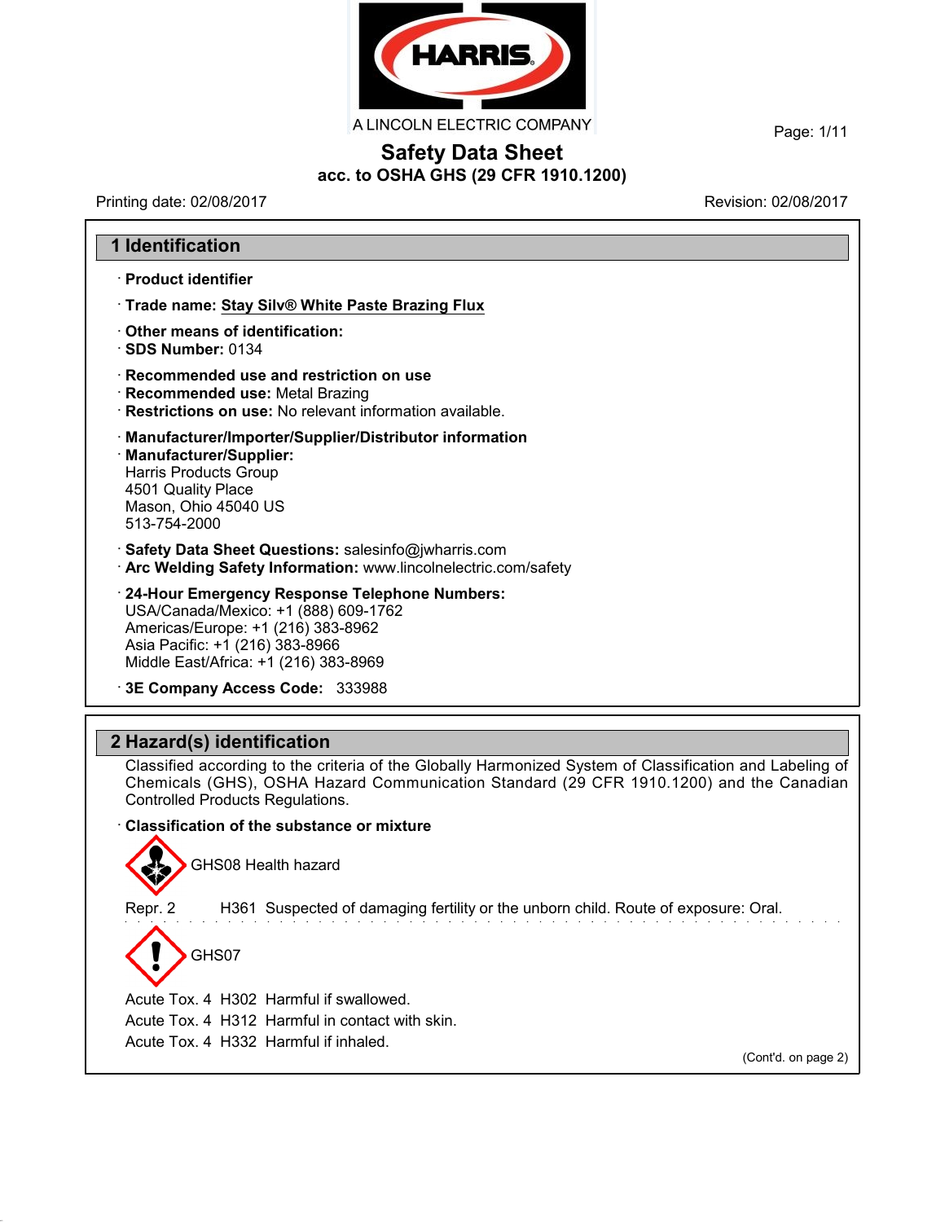# Safety Data Sheet

**acc. to OSHA GHS (29 CFR 1910.1200)**

Printing date: 02/08/2017 Revision: 02/08/2017

## 1 Identification

· **Product identifier**

· **Trade name: Stay Silv® White Paste Brazing Flux**

· **Other means of identification:**

· **SDS Number:** 0134

· **Recommended use and restriction on use**

· **Recommended use:** Metal Brazing

· **Restrictions on use:** No relevant information available.

· **Manufacturer/Importer/Supplier/Distributor information**

· **Manufacturer/Supplier:**
Harris Products Group
4501 Quality Place
Mason, Ohio 45040 US
513-754-2000

· **Safety Data Sheet Questions:** salesinfo@jwharris.com

· **Arc Welding Safety Information:** www.lincolnelectric.com/safety

· **24-Hour Emergency Response Telephone Numbers:**
USA/Canada/Mexico: +1 (888) 609-1762
Americas/Europe: +1 (216) 383-8962
Asia Pacific: +1 (216) 383-8966
Middle East/Africa: +1 (216) 383-8969

· **3E Company Access Code:** 333988

## 2 Hazard(s) identification

Classified according to the criteria of the Globally Harmonized System of Classification and Labeling of Chemicals (GHS), OSHA Hazard Communication Standard (29 CFR 1910.1200) and the Canadian Controlled Products Regulations.

· **Classification of the substance or mixture**

GHS08 Health hazard

Repr. 2 H361 Suspected of damaging fertility or the unborn child. Route of exposure: Oral.

GHS07

Acute Tox. 4 H302 Harmful if swallowed.

Acute Tox. 4 H312 Harmful in contact with skin.

Acute Tox. 4 H332 Harmful if inhaled.

(Cont'd. on page 2)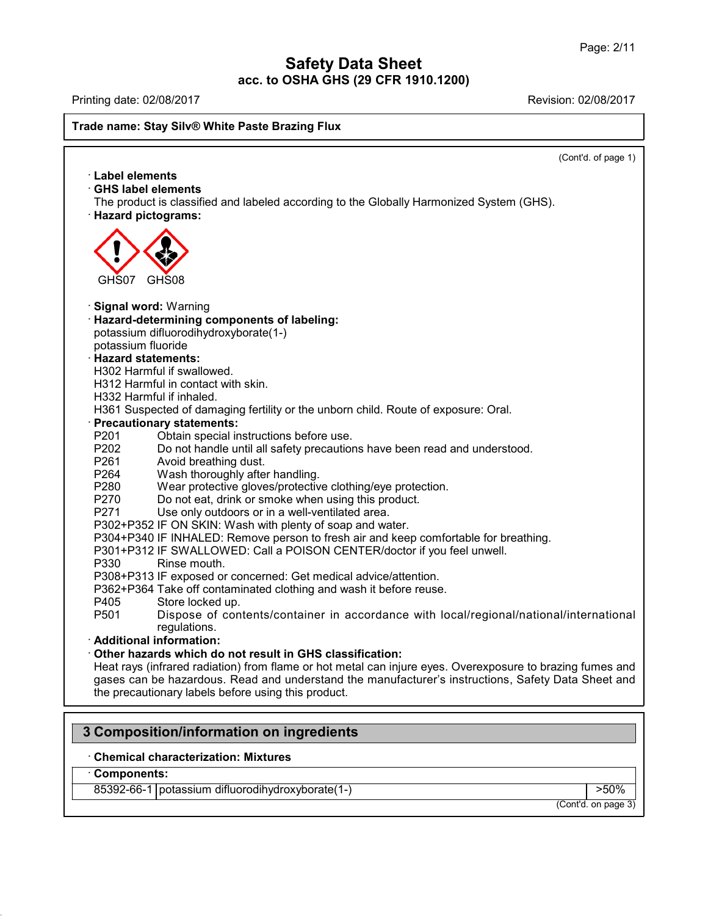Trade name: Stay Silv® White Paste Brazing Flux

(Cont'd. of page 1)

· **Label elements**
· **GHS label elements**
The product is classified and labeled according to the Globally Harmonized System (GHS).
· **Hazard pictograms:**

GHS07 GHS08

· **Signal word:** Warning
· **Hazard-determining components of labeling:**
potassium difluorodihydroxyborate(1-)
potassium fluoride
· **Hazard statements:**
H302 Harmful if swallowed.
H312 Harmful in contact with skin.
H332 Harmful if inhaled.
H361 Suspected of damaging fertility or the unborn child. Route of exposure: Oral.
· **Precautionary statements:**
P201 Obtain special instructions before use.
P202 Do not handle until all safety precautions have been read and understood.
P261 Avoid breathing dust.
P264 Wash thoroughly after handling.
P280 Wear protective gloves/protective clothing/eye protection.
P270 Do not eat, drink or smoke when using this product.
P271 Use only outdoors or in a well-ventilated area.
P302+P352 IF ON SKIN: Wash with plenty of soap and water.
P304+P340 IF INHALED: Remove person to fresh air and keep comfortable for breathing.
P301+P312 IF SWALLOWED: Call a POISON CENTER/doctor if you feel unwell.
P330 Rinse mouth.
P308+P313 IF exposed or concerned: Get medical advice/attention.
P362+P364 Take off contaminated clothing and wash it before reuse.
P405 Store locked up.
P501 Dispose of contents/container in accordance with local/regional/national/international regulations.
· **Additional information:**
· **Other hazards which do not result in GHS classification:**
Heat rays (infrared radiation) from flame or hot metal can injure eyes. Overexposure to brazing fumes and gases can be hazardous. Read and understand the manufacturer's instructions, Safety Data Sheet and the precautionary labels before using this product.

## 3 Composition/information on ingredients

· **Chemical characterization: Mixtures**

| · **Components:** | | |
|---|---|---|
| 85392-66-1 | potassium difluorodihydroxyborate(1-) | >50% |

(Cont'd. on page 3)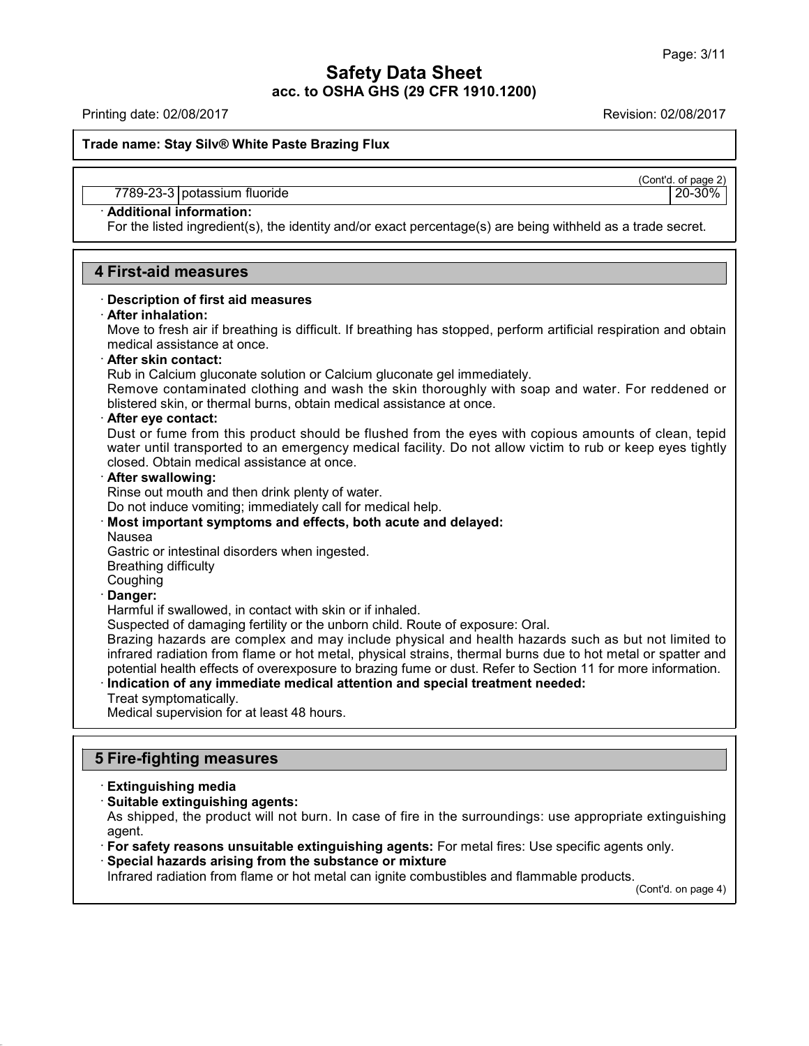(Cont'd. of page 2)

| | | |
|---|---|---|
| 7789-23-3 | potassium fluoride | 20-30% |

· **Additional information:**
For the listed ingredient(s), the identity and/or exact percentage(s) are being withheld as a trade secret.

## 4 First-aid measures

· **Description of first aid measures**

· **After inhalation:**
Move to fresh air if breathing is difficult. If breathing has stopped, perform artificial respiration and obtain medical assistance at once.

· **After skin contact:**
Rub in Calcium gluconate solution or Calcium gluconate gel immediately.
Remove contaminated clothing and wash the skin thoroughly with soap and water. For reddened or blistered skin, or thermal burns, obtain medical assistance at once.

· **After eye contact:**
Dust or fume from this product should be flushed from the eyes with copious amounts of clean, tepid water until transported to an emergency medical facility. Do not allow victim to rub or keep eyes tightly closed. Obtain medical assistance at once.

· **After swallowing:**
Rinse out mouth and then drink plenty of water.
Do not induce vomiting; immediately call for medical help.

· **Most important symptoms and effects, both acute and delayed:**
Nausea
Gastric or intestinal disorders when ingested.
Breathing difficulty
Coughing

· **Danger:**
Harmful if swallowed, in contact with skin or if inhaled.
Suspected of damaging fertility or the unborn child. Route of exposure: Oral.
Brazing hazards are complex and may include physical and health hazards such as but not limited to infrared radiation from flame or hot metal, physical strains, thermal burns due to hot metal or spatter and potential health effects of overexposure to brazing fume or dust. Refer to Section 11 for more information.

· **Indication of any immediate medical attention and special treatment needed:**
Treat symptomatically.
Medical supervision for at least 48 hours.

## 5 Fire-fighting measures

· **Extinguishing media**

· **Suitable extinguishing agents:**
As shipped, the product will not burn. In case of fire in the surroundings: use appropriate extinguishing agent.

· **For safety reasons unsuitable extinguishing agents:** For metal fires: Use specific agents only.

· **Special hazards arising from the substance or mixture**
Infrared radiation from flame or hot metal can ignite combustibles and flammable products.

(Cont'd. on page 4)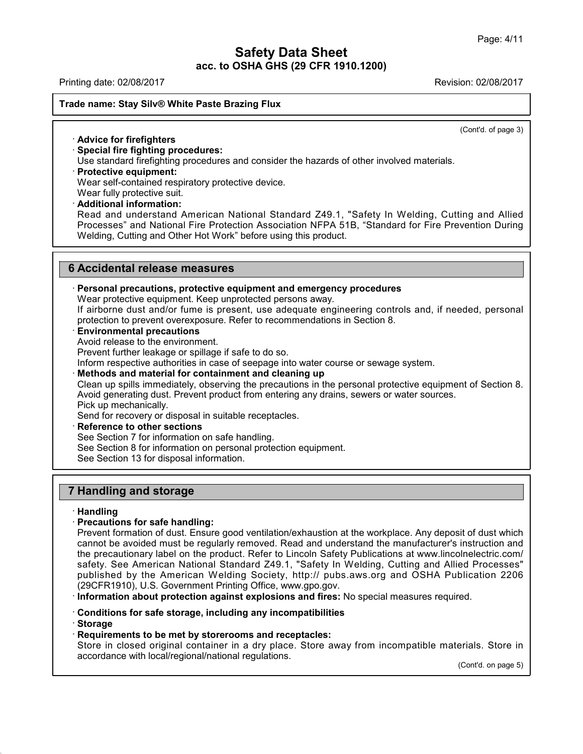(Cont'd. of page 3)

· **Advice for firefighters**

· **Special fire fighting procedures:**
Use standard firefighting procedures and consider the hazards of other involved materials.

· **Protective equipment:**
Wear self-contained respiratory protective device.
Wear fully protective suit.

· **Additional information:**
Read and understand American National Standard Z49.1, "Safety In Welding, Cutting and Allied Processes" and National Fire Protection Association NFPA 51B, "Standard for Fire Prevention During Welding, Cutting and Other Hot Work" before using this product.

## 6 Accidental release measures

· **Personal precautions, protective equipment and emergency procedures**
Wear protective equipment. Keep unprotected persons away.
If airborne dust and/or fume is present, use adequate engineering controls and, if needed, personal protection to prevent overexposure. Refer to recommendations in Section 8.

· **Environmental precautions**
Avoid release to the environment.
Prevent further leakage or spillage if safe to do so.
Inform respective authorities in case of seepage into water course or sewage system.

· **Methods and material for containment and cleaning up**
Clean up spills immediately, observing the precautions in the personal protective equipment of Section 8.
Avoid generating dust. Prevent product from entering any drains, sewers or water sources.
Pick up mechanically.
Send for recovery or disposal in suitable receptacles.

· **Reference to other sections**
See Section 7 for information on safe handling.
See Section 8 for information on personal protection equipment.
See Section 13 for disposal information.

## 7 Handling and storage

· **Handling**

· **Precautions for safe handling:**
Prevent formation of dust. Ensure good ventilation/exhaustion at the workplace. Any deposit of dust which cannot be avoided must be regularly removed. Read and understand the manufacturer's instruction and the precautionary label on the product. Refer to Lincoln Safety Publications at www.lincolnelectric.com/safety. See American National Standard Z49.1, "Safety In Welding, Cutting and Allied Processes" published by the American Welding Society, http:// pubs.aws.org and OSHA Publication 2206 (29CFR1910), U.S. Government Printing Office, www.gpo.gov.

· **Information about protection against explosions and fires:** No special measures required.

· **Conditions for safe storage, including any incompatibilities**

· **Storage**

· **Requirements to be met by storerooms and receptacles:**
Store in closed original container in a dry place. Store away from incompatible materials. Store in accordance with local/regional/national regulations.

(Cont'd. on page 5)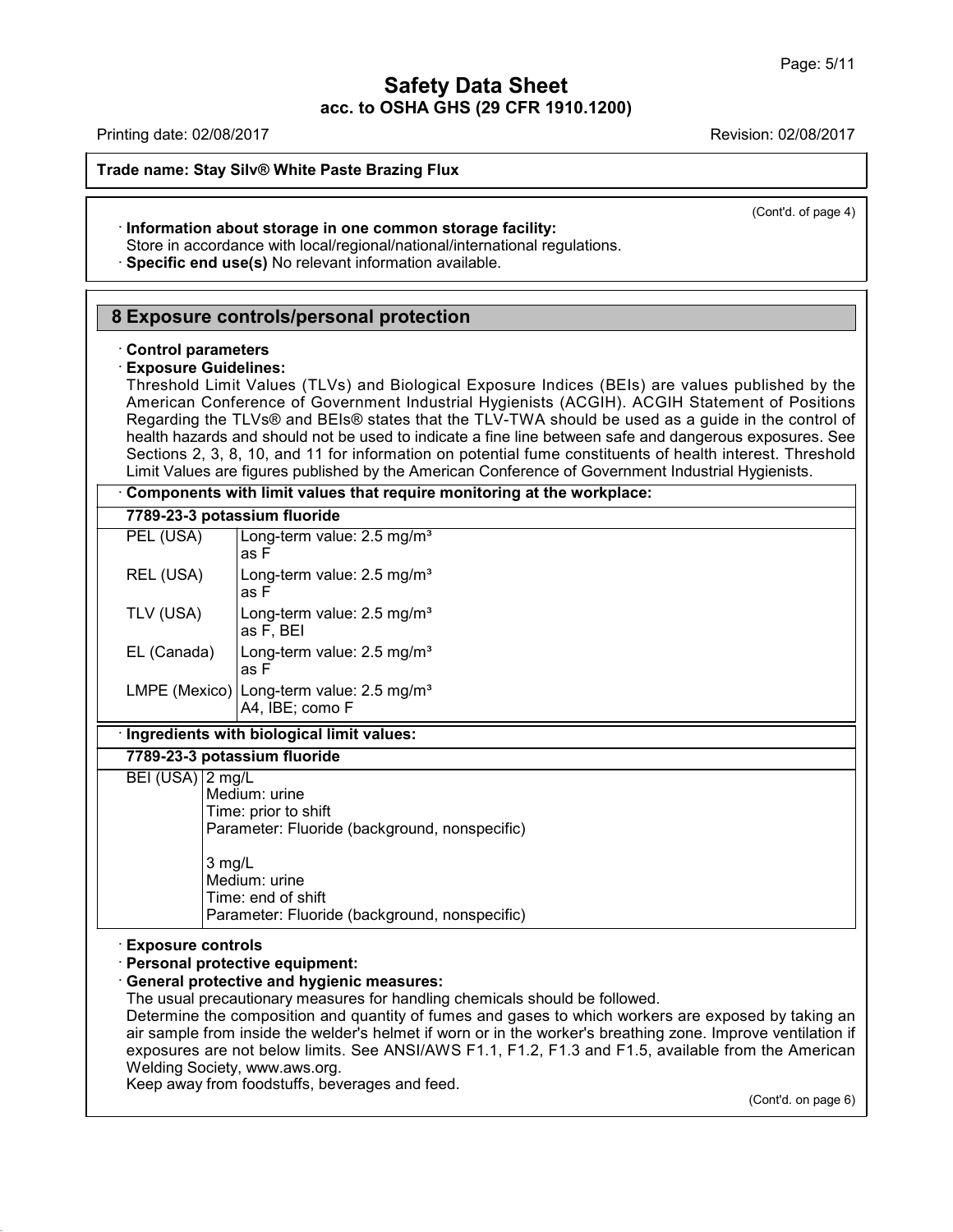Trade name: Stay Silv® White Paste Brazing Flux

(Cont'd. of page 4)

· **Information about storage in one common storage facility:**
Store in accordance with local/regional/national/international regulations.

· **Specific end use(s)** No relevant information available.

## 8 Exposure controls/personal protection

· **Control parameters**

· **Exposure Guidelines:**
Threshold Limit Values (TLVs) and Biological Exposure Indices (BEIs) are values published by the American Conference of Government Industrial Hygienists (ACGIH). ACGIH Statement of Positions Regarding the TLVs® and BEIs® states that the TLV-TWA should be used as a guide in the control of health hazards and should not be used to indicate a fine line between safe and dangerous exposures. See Sections 2, 3, 8, 10, and 11 for information on potential fume constituents of health interest. Threshold Limit Values are figures published by the American Conference of Government Industrial Hygienists.

· **Components with limit values that require monitoring at the workplace:**

**7789-23-3 potassium fluoride**

| | |
|---|---|
| PEL (USA) | Long-term value: 2.5 mg/m³ as F |
| REL (USA) | Long-term value: 2.5 mg/m³ as F |
| TLV (USA) | Long-term value: 2.5 mg/m³ as F, BEI |
| EL (Canada) | Long-term value: 2.5 mg/m³ as F |
| LMPE (Mexico) | Long-term value: 2.5 mg/m³ A4, IBE; como F |

· **Ingredients with biological limit values:**

**7789-23-3 potassium fluoride**

| | |
|---|---|
| BEI (USA) | 2 mg/L<br>Medium: urine<br>Time: prior to shift<br>Parameter: Fluoride (background, nonspecific)<br><br>3 mg/L<br>Medium: urine<br>Time: end of shift<br>Parameter: Fluoride (background, nonspecific) |

· **Exposure controls**

· **Personal protective equipment:**

· **General protective and hygienic measures:**
The usual precautionary measures for handling chemicals should be followed.
Determine the composition and quantity of fumes and gases to which workers are exposed by taking an air sample from inside the welder's helmet if worn or in the worker's breathing zone. Improve ventilation if exposures are not below limits. See ANSI/AWS F1.1, F1.2, F1.3 and F1.5, available from the American Welding Society, www.aws.org.
Keep away from foodstuffs, beverages and feed.

(Cont'd. on page 6)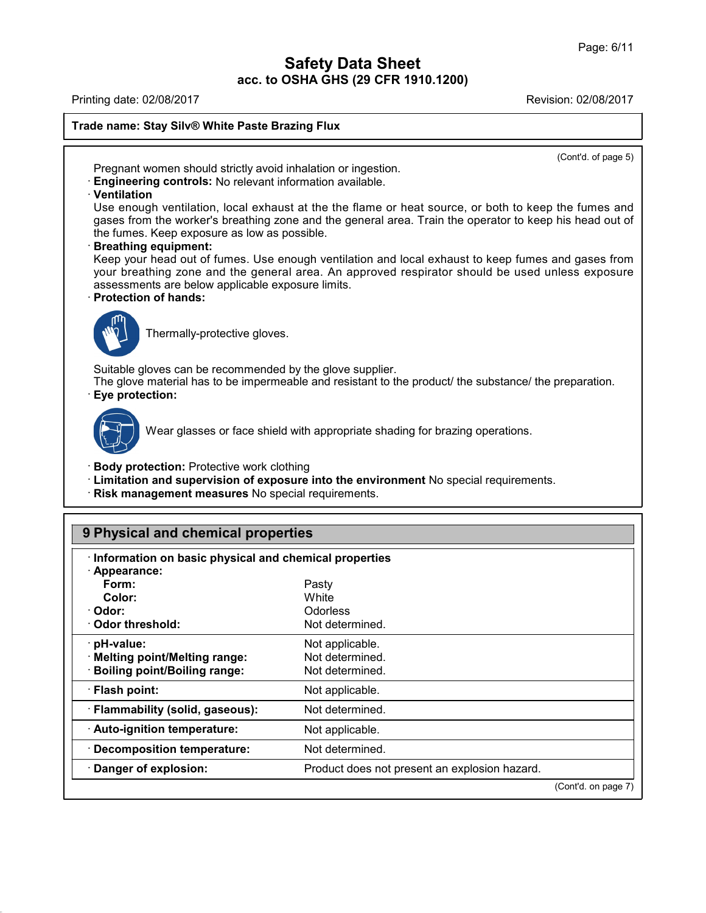Trade name: Stay Silv® White Paste Brazing Flux

(Cont'd. of page 5)

Pregnant women should strictly avoid inhalation or ingestion.

· **Engineering controls:** No relevant information available.

· **Ventilation**

Use enough ventilation, local exhaust at the the flame or heat source, or both to keep the fumes and gases from the worker's breathing zone and the general area. Train the operator to keep his head out of the fumes. Keep exposure as low as possible.

· **Breathing equipment:**

Keep your head out of fumes. Use enough ventilation and local exhaust to keep fumes and gases from your breathing zone and the general area. An approved respirator should be used unless exposure assessments are below applicable exposure limits.

· **Protection of hands:**

Thermally-protective gloves.

Suitable gloves can be recommended by the glove supplier.

The glove material has to be impermeable and resistant to the product/ the substance/ the preparation.

· **Eye protection:**

Wear glasses or face shield with appropriate shading for brazing operations.

· **Body protection:** Protective work clothing

· **Limitation and supervision of exposure into the environment** No special requirements.

· **Risk management measures** No special requirements.

## 9 Physical and chemical properties

· **Information on basic physical and chemical properties**

| Property | Value |
|---|---|
| · **Appearance:** | |
| **Form:** | Pasty |
| **Color:** | White |
| · **Odor:** | Odorless |
| · **Odor threshold:** | Not determined. |
| · **pH-value:** | Not applicable. |
| · **Melting point/Melting range:** | Not determined. |
| · **Boiling point/Boiling range:** | Not determined. |
| · **Flash point:** | Not applicable. |
| · **Flammability (solid, gaseous):** | Not determined. |
| · **Auto-ignition temperature:** | Not applicable. |
| · **Decomposition temperature:** | Not determined. |
| · **Danger of explosion:** | Product does not present an explosion hazard. |

(Cont'd. on page 7)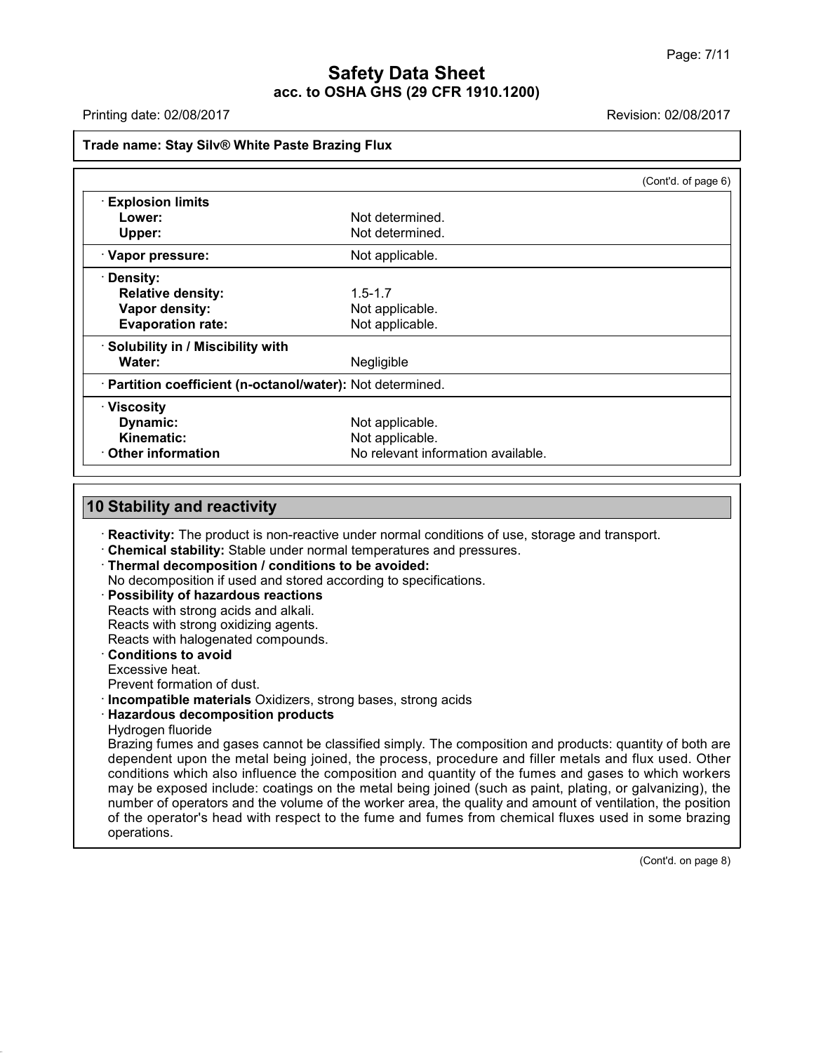**Trade name: Stay Silv® White Paste Brazing Flux**

(Cont'd. of page 6)

| | |
|---|---|
| · **Explosion limits** | |
| **Lower:** | Not determined. |
| **Upper:** | Not determined. |
| · **Vapor pressure:** | Not applicable. |
| · **Density:** | |
| **Relative density:** | 1.5-1.7 |
| **Vapor density:** | Not applicable. |
| **Evaporation rate:** | Not applicable. |
| · **Solubility in / Miscibility with** | |
| **Water:** | Negligible |
| · **Partition coefficient (n-octanol/water):** | Not determined. |
| · **Viscosity** | |
| **Dynamic:** | Not applicable. |
| **Kinematic:** | Not applicable. |
| · **Other information** | No relevant information available. |

## 10 Stability and reactivity

· **Reactivity:** The product is non-reactive under normal conditions of use, storage and transport.

· **Chemical stability:** Stable under normal temperatures and pressures.

· **Thermal decomposition / conditions to be avoided:**
No decomposition if used and stored according to specifications.

· **Possibility of hazardous reactions**
Reacts with strong acids and alkali.
Reacts with strong oxidizing agents.
Reacts with halogenated compounds.

· **Conditions to avoid**
Excessive heat.
Prevent formation of dust.

· **Incompatible materials** Oxidizers, strong bases, strong acids

· **Hazardous decomposition products**
Hydrogen fluoride
Brazing fumes and gases cannot be classified simply. The composition and products: quantity of both are dependent upon the metal being joined, the process, procedure and filler metals and flux used. Other conditions which also influence the composition and quantity of the fumes and gases to which workers may be exposed include: coatings on the metal being joined (such as paint, plating, or galvanizing), the number of operators and the volume of the worker area, the quality and amount of ventilation, the position of the operator's head with respect to the fume and fumes from chemical fluxes used in some brazing operations.

(Cont'd. on page 8)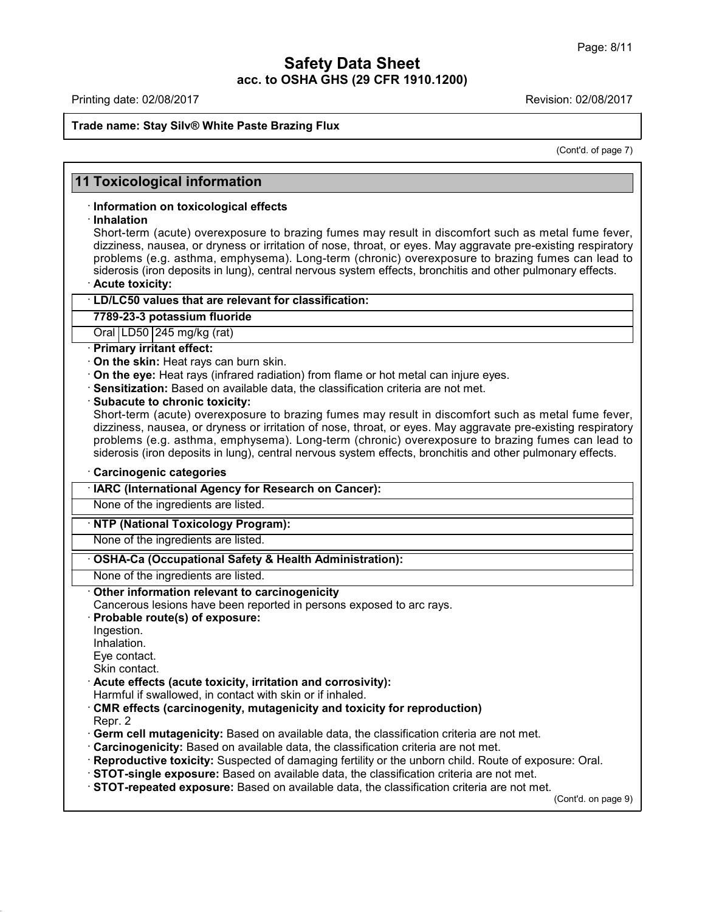Trade name: Stay Silv® White Paste Brazing Flux

(Cont'd. of page 7)

## 11 Toxicological information

· **Information on toxicological effects**

· **Inhalation**

Short-term (acute) overexposure to brazing fumes may result in discomfort such as metal fume fever, dizziness, nausea, or dryness or irritation of nose, throat, or eyes. May aggravate pre-existing respiratory problems (e.g. asthma, emphysema). Long-term (chronic) overexposure to brazing fumes can lead to siderosis (iron deposits in lung), central nervous system effects, bronchitis and other pulmonary effects.

· **Acute toxicity:**

| · LD/LC50 values that are relevant for classification: | | |
|---|---|---|
| **7789-23-3 potassium fluoride** | | |
| Oral | LD50 | 245 mg/kg (rat) |

· **Primary irritant effect:**

· **On the skin:** Heat rays can burn skin.

· **On the eye:** Heat rays (infrared radiation) from flame or hot metal can injure eyes.

· **Sensitization:** Based on available data, the classification criteria are not met.

· **Subacute to chronic toxicity:**

Short-term (acute) overexposure to brazing fumes may result in discomfort such as metal fume fever, dizziness, nausea, or dryness or irritation of nose, throat, or eyes. May aggravate pre-existing respiratory problems (e.g. asthma, emphysema). Long-term (chronic) overexposure to brazing fumes can lead to siderosis (iron deposits in lung), central nervous system effects, bronchitis and other pulmonary effects.

· **Carcinogenic categories**

| · IARC (International Agency for Research on Cancer): |
|---|
| None of the ingredients are listed. |

| · NTP (National Toxicology Program): |
|---|
| None of the ingredients are listed. |

| · OSHA-Ca (Occupational Safety & Health Administration): |
|---|
| None of the ingredients are listed. |

· **Other information relevant to carcinogenicity**

Cancerous lesions have been reported in persons exposed to arc rays.

· **Probable route(s) of exposure:**

Ingestion.
Inhalation.
Eye contact.
Skin contact.

· **Acute effects (acute toxicity, irritation and corrosivity):**

Harmful if swallowed, in contact with skin or if inhaled.

· **CMR effects (carcinogenity, mutagenicity and toxicity for reproduction)**

Repr. 2

· **Germ cell mutagenicity:** Based on available data, the classification criteria are not met.

· **Carcinogenicity:** Based on available data, the classification criteria are not met.

· **Reproductive toxicity:** Suspected of damaging fertility or the unborn child. Route of exposure: Oral.

· **STOT-single exposure:** Based on available data, the classification criteria are not met.

· **STOT-repeated exposure:** Based on available data, the classification criteria are not met.

(Cont'd. on page 9)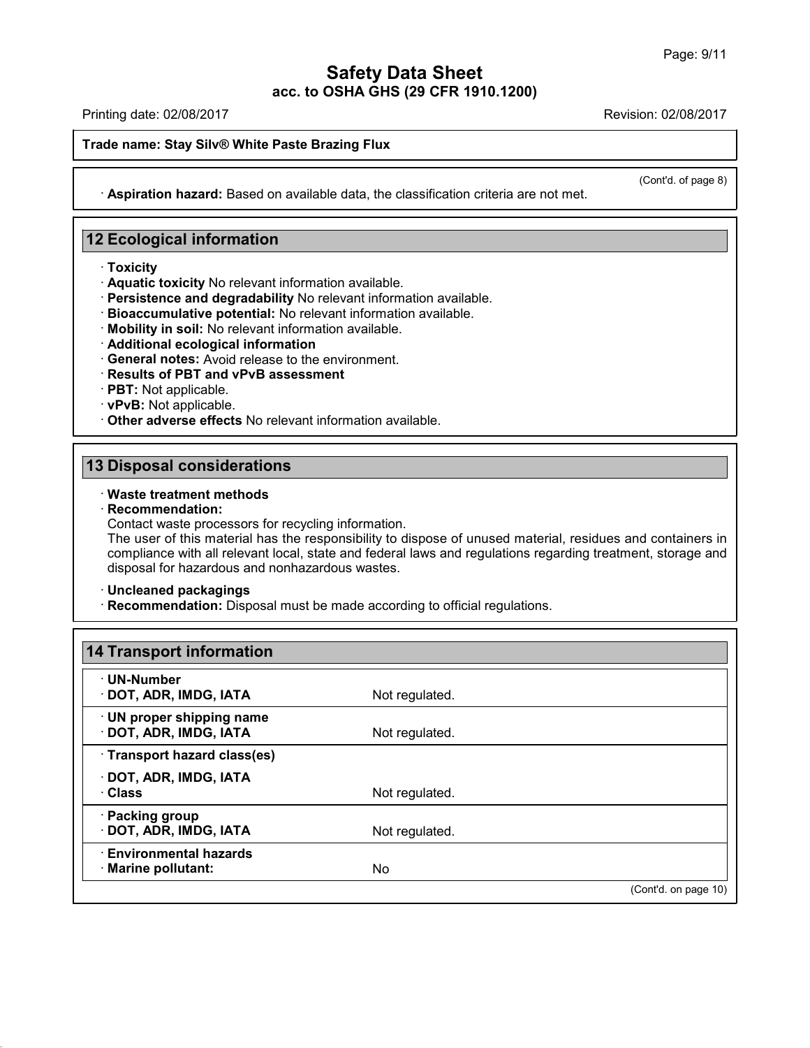(Cont'd. of page 8)

· **Aspiration hazard:** Based on available data, the classification criteria are not met.

## 12 Ecological information

· **Toxicity**
· **Aquatic toxicity** No relevant information available.
· **Persistence and degradability** No relevant information available.
· **Bioaccumulative potential:** No relevant information available.
· **Mobility in soil:** No relevant information available.
· **Additional ecological information**
· **General notes:** Avoid release to the environment.
· **Results of PBT and vPvB assessment**
· **PBT:** Not applicable.
· **vPvB:** Not applicable.
· **Other adverse effects** No relevant information available.

## 13 Disposal considerations

· **Waste treatment methods**
· **Recommendation:**
Contact waste processors for recycling information.
The user of this material has the responsibility to dispose of unused material, residues and containers in compliance with all relevant local, state and federal laws and regulations regarding treatment, storage and disposal for hazardous and nonhazardous wastes.

· **Uncleaned packagings**
· **Recommendation:** Disposal must be made according to official regulations.

## 14 Transport information

| | |
|---|---|
| · **UN-Number**<br>· **DOT, ADR, IMDG, IATA** | Not regulated. |
| · **UN proper shipping name**<br>· **DOT, ADR, IMDG, IATA** | Not regulated. |
| · **Transport hazard class(es)**<br>· **DOT, ADR, IMDG, IATA**<br>· **Class** | Not regulated. |
| · **Packing group**<br>· **DOT, ADR, IMDG, IATA** | Not regulated. |
| · **Environmental hazards**<br>· **Marine pollutant:** | No |

(Cont'd. on page 10)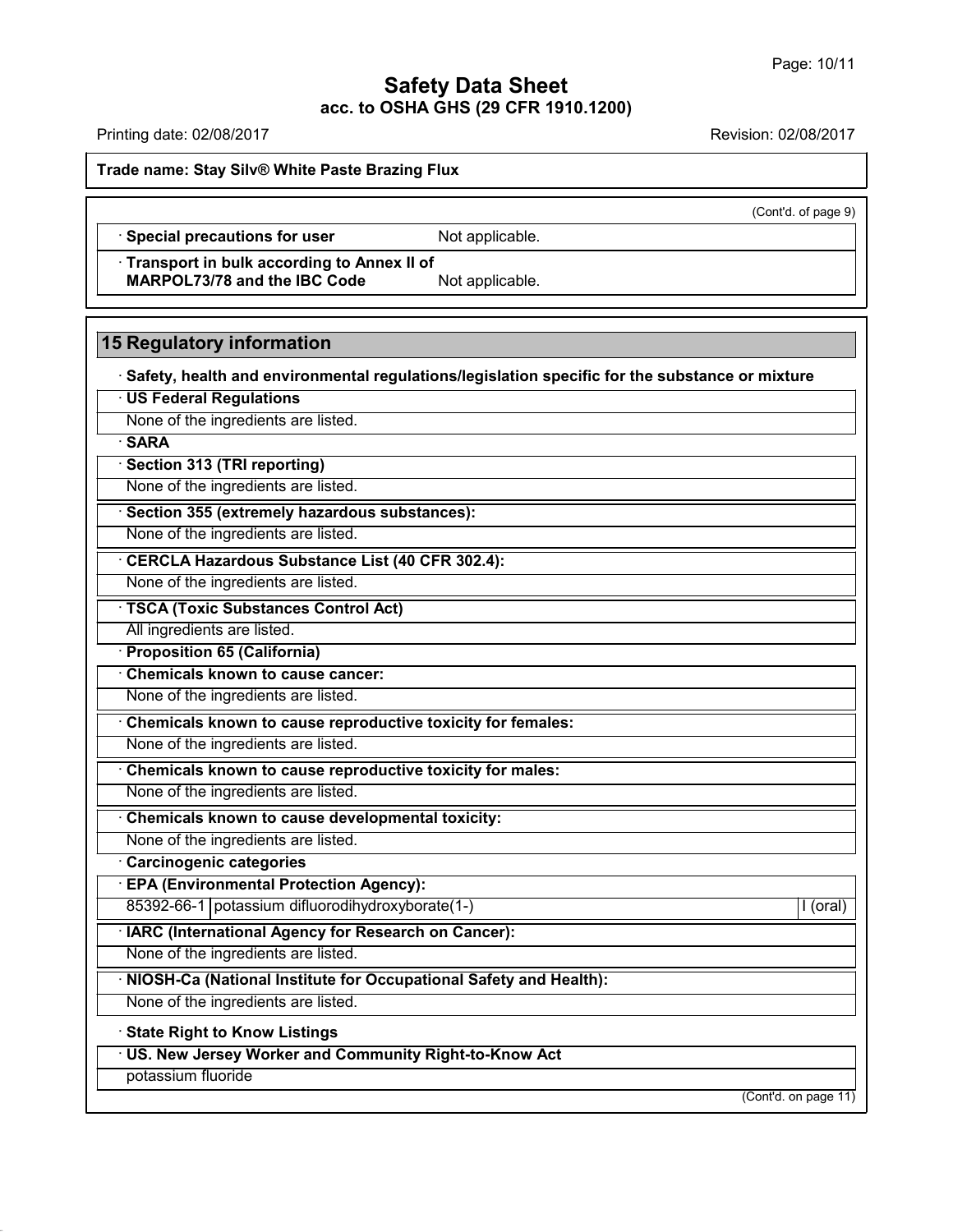**Trade name: Stay Silv® White Paste Brazing Flux**

(Cont'd. of page 9)

· **Special precautions for user** Not applicable.

· **Transport in bulk according to Annex II of MARPOL73/78 and the IBC Code** Not applicable.

## 15 Regulatory information

· **Safety, health and environmental regulations/legislation specific for the substance or mixture**

· **US Federal Regulations**

None of the ingredients are listed.

· **SARA**

· **Section 313 (TRI reporting)**

None of the ingredients are listed.

· **Section 355 (extremely hazardous substances):**

None of the ingredients are listed.

· **CERCLA Hazardous Substance List (40 CFR 302.4):**

None of the ingredients are listed.

· **TSCA (Toxic Substances Control Act)**

All ingredients are listed.

· **Proposition 65 (California)**

· **Chemicals known to cause cancer:**

None of the ingredients are listed.

· **Chemicals known to cause reproductive toxicity for females:**

None of the ingredients are listed.

· **Chemicals known to cause reproductive toxicity for males:**

None of the ingredients are listed.

· **Chemicals known to cause developmental toxicity:**

None of the ingredients are listed.

· **Carcinogenic categories**

· **EPA (Environmental Protection Agency):**

| | | |
|---|---|---|
| 85392-66-1 | potassium difluorodihydroxyborate(1-) | I (oral) |

· **IARC (International Agency for Research on Cancer):**

None of the ingredients are listed.

· **NIOSH-Ca (National Institute for Occupational Safety and Health):**

None of the ingredients are listed.

· **State Right to Know Listings**

· **US. New Jersey Worker and Community Right-to-Know Act**

potassium fluoride

(Cont'd. on page 11)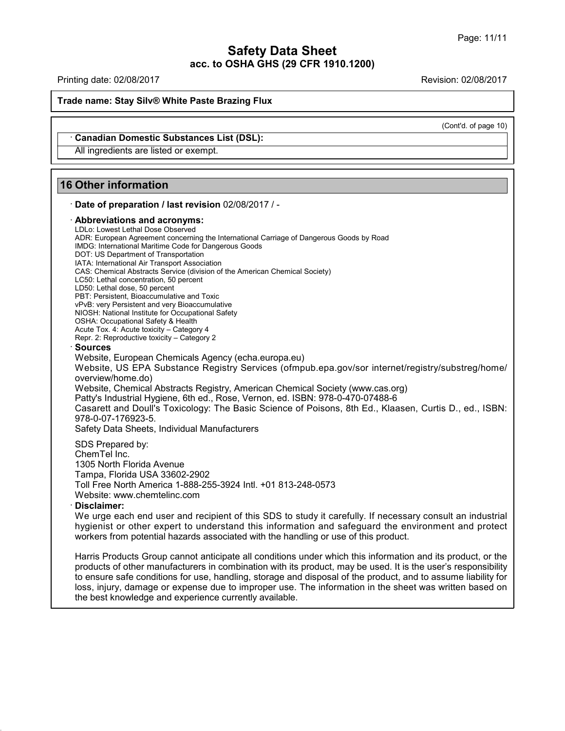(Cont'd. of page 10)

· **Canadian Domestic Substances List (DSL):**

All ingredients are listed or exempt.

## 16 Other information

· **Date of preparation / last revision** 02/08/2017 / -

· **Abbreviations and acronyms:**

LDLo: Lowest Lethal Dose Observed
ADR: European Agreement concerning the International Carriage of Dangerous Goods by Road
IMDG: International Maritime Code for Dangerous Goods
DOT: US Department of Transportation
IATA: International Air Transport Association
CAS: Chemical Abstracts Service (division of the American Chemical Society)
LC50: Lethal concentration, 50 percent
LD50: Lethal dose, 50 percent
PBT: Persistent, Bioaccumulative and Toxic
vPvB: very Persistent and very Bioaccumulative
NIOSH: National Institute for Occupational Safety
OSHA: Occupational Safety & Health
Acute Tox. 4: Acute toxicity – Category 4
Repr. 2: Reproductive toxicity – Category 2

· **Sources**

Website, European Chemicals Agency (echa.europa.eu)
Website, US EPA Substance Registry Services (ofmpub.epa.gov/sor internet/registry/substreg/home/overview/home.do)
Website, Chemical Abstracts Registry, American Chemical Society (www.cas.org)
Patty's Industrial Hygiene, 6th ed., Rose, Vernon, ed. ISBN: 978-0-470-07488-6
Casarett and Doull's Toxicology: The Basic Science of Poisons, 8th Ed., Klaasen, Curtis D., ed., ISBN: 978-0-07-176923-5.
Safety Data Sheets, Individual Manufacturers

SDS Prepared by:
ChemTel Inc.
1305 North Florida Avenue
Tampa, Florida USA 33602-2902
Toll Free North America 1-888-255-3924 Intl. +01 813-248-0573
Website: www.chemtelinc.com

· **Disclaimer:**

We urge each end user and recipient of this SDS to study it carefully. If necessary consult an industrial hygienist or other expert to understand this information and safeguard the environment and protect workers from potential hazards associated with the handling or use of this product.

Harris Products Group cannot anticipate all conditions under which this information and its product, or the products of other manufacturers in combination with its product, may be used. It is the user's responsibility to ensure safe conditions for use, handling, storage and disposal of the product, and to assume liability for loss, injury, damage or expense due to improper use. The information in the sheet was written based on the best knowledge and experience currently available.